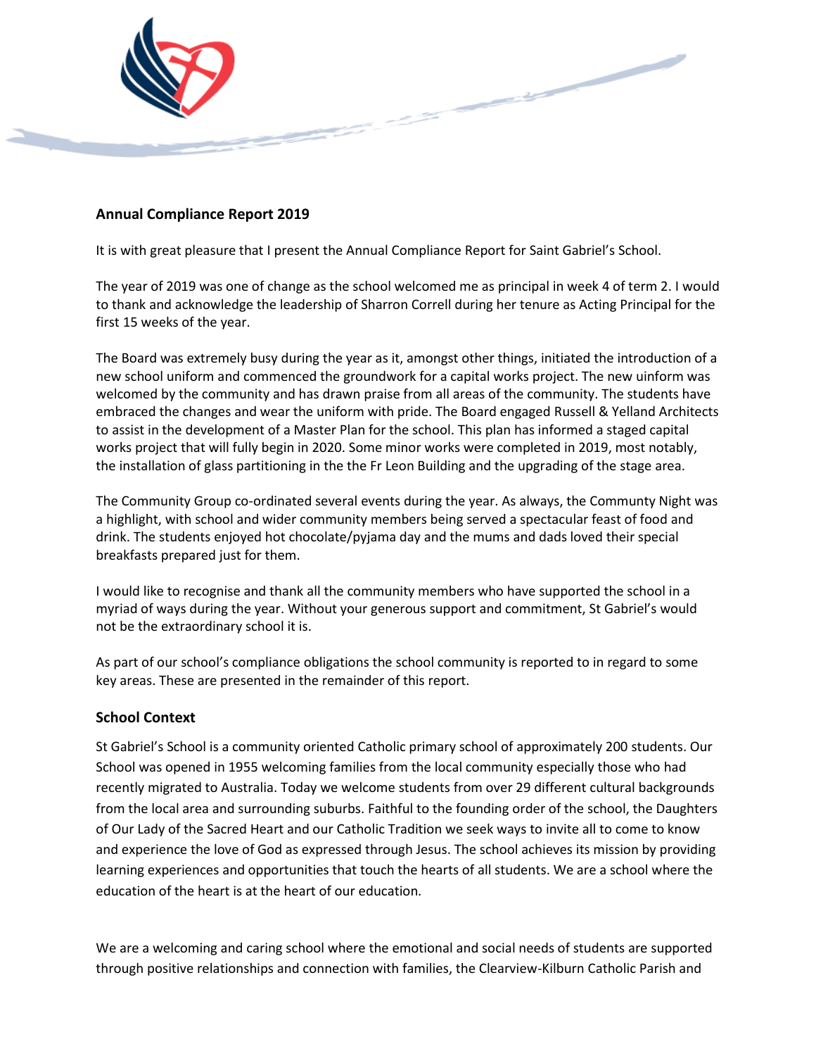## Annual Compliance Report 2019

It is with great pleasure that I present the Annual Compliance Report for Saint Gabriel's School.

The year of 2019 was one of change as the school welcomed me as principal in week 4 of term 2. I would to thank and acknowledge the leadership of Sharron Correll during her tenure as Acting Principal for the first 15 weeks of the year.

The Board was extremely busy during the year as it, amongst other things, initiated the introduction of a new school uniform and commenced the groundwork for a capital works project. The new uinform was welcomed by the community and has drawn praise from all areas of the community. The students have embraced the changes and wear the uniform with pride. The Board engaged Russell & Yelland Architects to assist in the development of a Master Plan for the school. This plan has informed a staged capital works project that will fully begin in 2020. Some minor works were completed in 2019, most notably, the installation of glass partitioning in the the Fr Leon Building and the upgrading of the stage area.

The Community Group co-ordinated several events during the year. As always, the Communty Night was a highlight, with school and wider community members being served a spectacular feast of food and drink. The students enjoyed hot chocolate/pyjama day and the mums and dads loved their special breakfasts prepared just for them.

I would like to recognise and thank all the community members who have supported the school in a myriad of ways during the year. Without your generous support and commitment, St Gabriel's would not be the extraordinary school it is.

As part of our school's compliance obligations the school community is reported to in regard to some key areas. These are presented in the remainder of this report.

### School Context

St Gabriel's School is a community oriented Catholic primary school of approximately 200 students. Our School was opened in 1955 welcoming families from the local community especially those who had recently migrated to Australia. Today we welcome students from over 29 different cultural backgrounds from the local area and surrounding suburbs. Faithful to the founding order of the school, the Daughters of Our Lady of the Sacred Heart and our Catholic Tradition we seek ways to invite all to come to know and experience the love of God as expressed through Jesus. The school achieves its mission by providing learning experiences and opportunities that touch the hearts of all students. We are a school where the education of the heart is at the heart of our education.

We are a welcoming and caring school where the emotional and social needs of students are supported through positive relationships and connection with families, the Clearview-Kilburn Catholic Parish and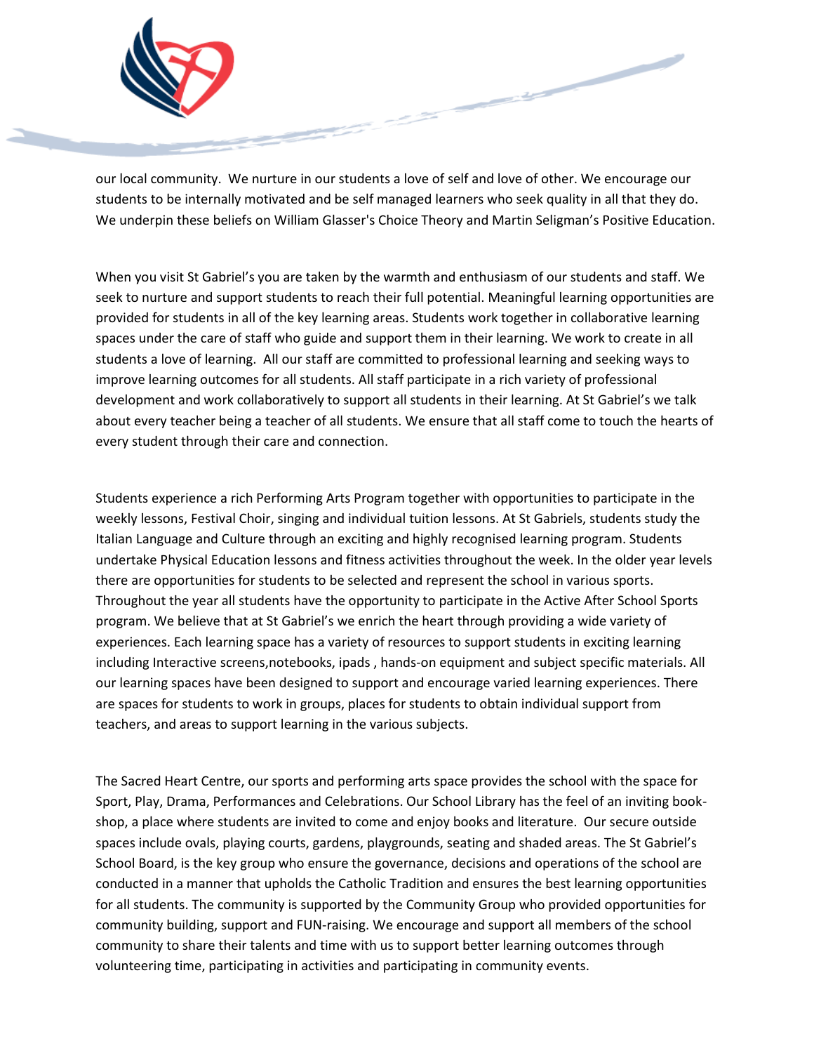our local community. We nurture in our students a love of self and love of other. We encourage our students to be internally motivated and be self managed learners who seek quality in all that they do. We underpin these beliefs on William Glasser's Choice Theory and Martin Seligman's Positive Education.

When you visit St Gabriel's you are taken by the warmth and enthusiasm of our students and staff. We seek to nurture and support students to reach their full potential. Meaningful learning opportunities are provided for students in all of the key learning areas. Students work together in collaborative learning spaces under the care of staff who guide and support them in their learning. We work to create in all students a love of learning. All our staff are committed to professional learning and seeking ways to improve learning outcomes for all students. All staff participate in a rich variety of professional development and work collaboratively to support all students in their learning. At St Gabriel's we talk about every teacher being a teacher of all students. We ensure that all staff come to touch the hearts of every student through their care and connection.

Students experience a rich Performing Arts Program together with opportunities to participate in the weekly lessons, Festival Choir, singing and individual tuition lessons. At St Gabriels, students study the Italian Language and Culture through an exciting and highly recognised learning program. Students undertake Physical Education lessons and fitness activities throughout the week. In the older year levels there are opportunities for students to be selected and represent the school in various sports. Throughout the year all students have the opportunity to participate in the Active After School Sports program. We believe that at St Gabriel's we enrich the heart through providing a wide variety of experiences. Each learning space has a variety of resources to support students in exciting learning including Interactive screens,notebooks, ipads , hands-on equipment and subject specific materials. All our learning spaces have been designed to support and encourage varied learning experiences. There are spaces for students to work in groups, places for students to obtain individual support from teachers, and areas to support learning in the various subjects.

The Sacred Heart Centre, our sports and performing arts space provides the school with the space for Sport, Play, Drama, Performances and Celebrations. Our School Library has the feel of an inviting book-shop, a place where students are invited to come and enjoy books and literature. Our secure outside spaces include ovals, playing courts, gardens, playgrounds, seating and shaded areas. The St Gabriel's School Board, is the key group who ensure the governance, decisions and operations of the school are conducted in a manner that upholds the Catholic Tradition and ensures the best learning opportunities for all students. The community is supported by the Community Group who provided opportunities for community building, support and FUN-raising. We encourage and support all members of the school community to share their talents and time with us to support better learning outcomes through volunteering time, participating in activities and participating in community events.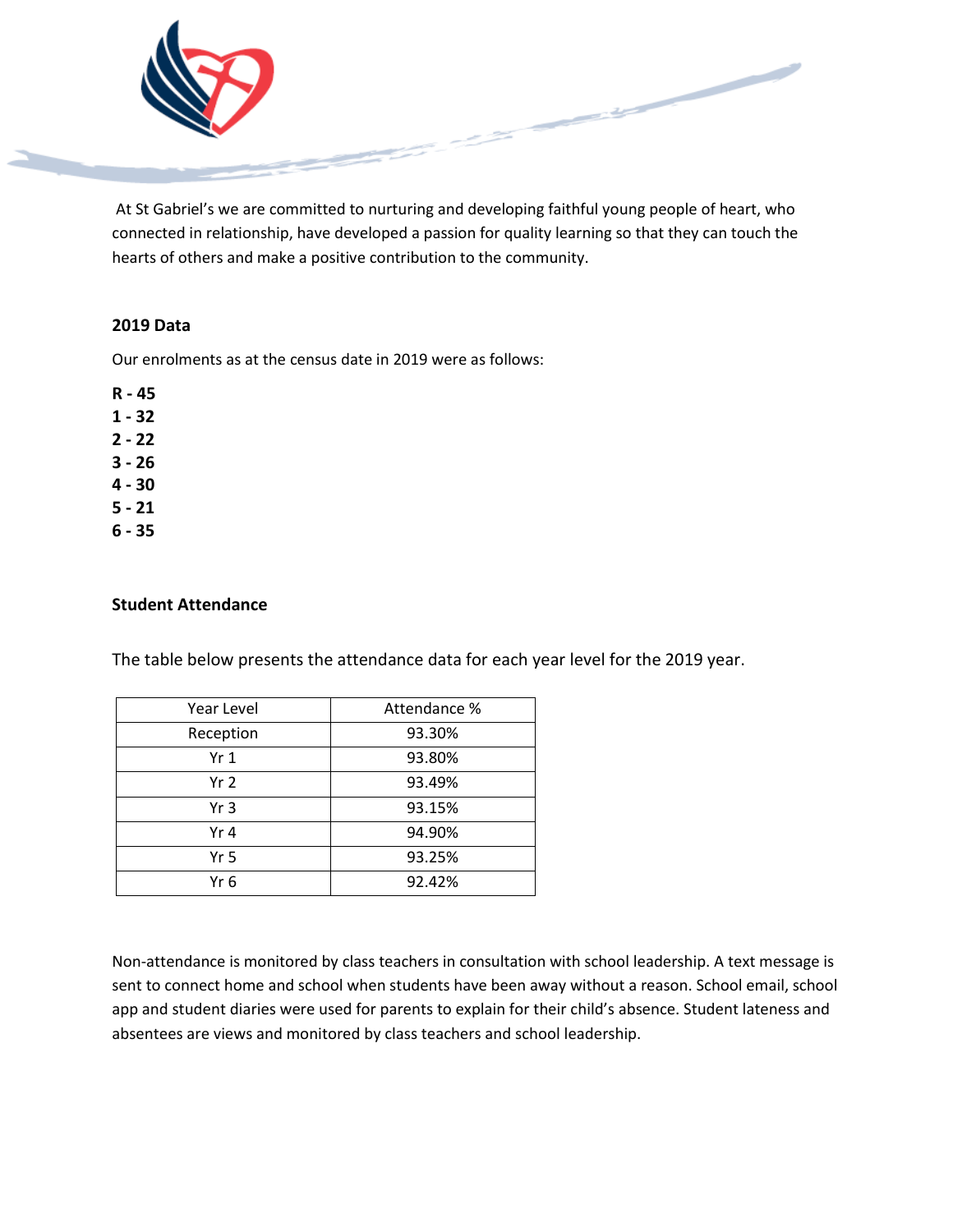At St Gabriel's we are committed to nurturing and developing faithful young people of heart, who connected in relationship, have developed a passion for quality learning so that they can touch the hearts of others and make a positive contribution to the community.

### 2019 Data

Our enrolments as at the census date in 2019 were as follows:

**R - 45**
**1 - 32**
**2 - 22**
**3 - 26**
**4 - 30**
**5 - 21**
**6 - 35**

### Student Attendance

The table below presents the attendance data for each year level for the 2019 year.

| Year Level | Attendance % |
| --- | --- |
| Reception | 93.30% |
| Yr 1 | 93.80% |
| Yr 2 | 93.49% |
| Yr 3 | 93.15% |
| Yr 4 | 94.90% |
| Yr 5 | 93.25% |
| Yr 6 | 92.42% |

Non-attendance is monitored by class teachers in consultation with school leadership. A text message is sent to connect home and school when students have been away without a reason. School email, school app and student diaries were used for parents to explain for their child's absence. Student lateness and absentees are views and monitored by class teachers and school leadership.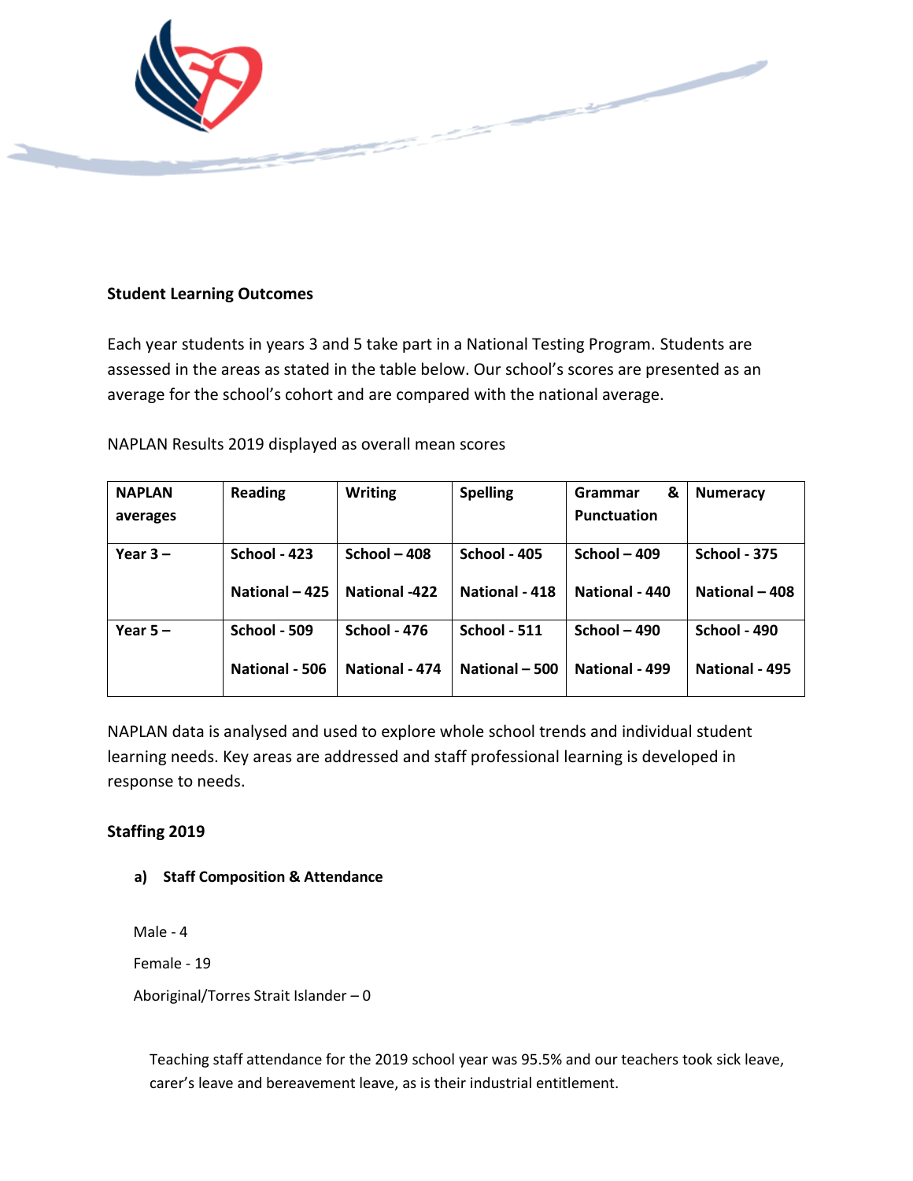**Student Learning Outcomes**

Each year students in years 3 and 5 take part in a National Testing Program. Students are assessed in the areas as stated in the table below. Our school's scores are presented as an average for the school's cohort and are compared with the national average.

NAPLAN Results 2019 displayed as overall mean scores

| NAPLAN averages | Reading | Writing | Spelling | Grammar & Punctuation | Numeracy |
|---|---|---|---|---|---|
| Year 3 – | School - 423<br><br>National – 425 | School – 408<br><br>National -422 | School - 405<br><br>National - 418 | School – 409<br><br>National - 440 | School - 375<br><br>National – 408 |
| Year 5 – | School - 509<br><br>National - 506 | School - 476<br><br>National - 474 | School - 511<br><br>National – 500 | School – 490<br><br>National - 499 | School - 490<br><br>National - 495 |

NAPLAN data is analysed and used to explore whole school trends and individual student learning needs. Key areas are addressed and staff professional learning is developed in response to needs.

**Staffing 2019**

**a) Staff Composition & Attendance**

Male - 4

Female - 19

Aboriginal/Torres Strait Islander – 0

Teaching staff attendance for the 2019 school year was 95.5% and our teachers took sick leave, carer's leave and bereavement leave, as is their industrial entitlement.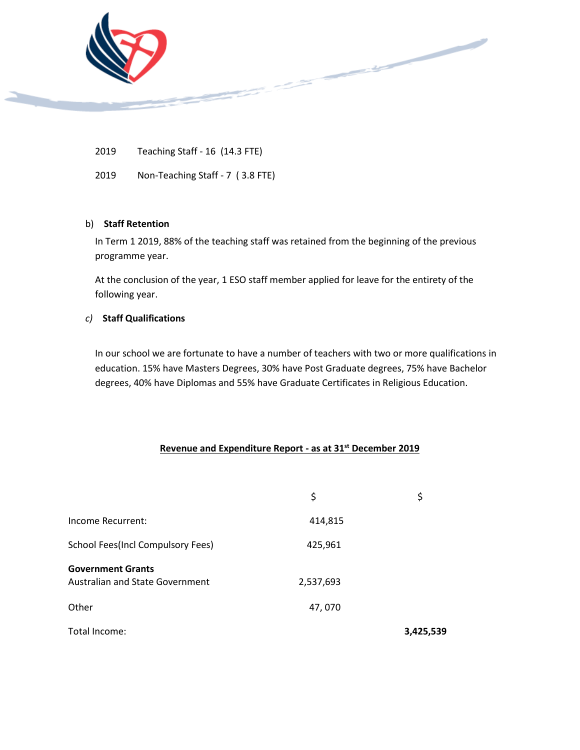2019 Teaching Staff - 16 (14.3 FTE)

2019 Non-Teaching Staff - 7 ( 3.8 FTE)

b) **Staff Retention**

In Term 1 2019, 88% of the teaching staff was retained from the beginning of the previous programme year.

At the conclusion of the year, 1 ESO staff member applied for leave for the entirety of the following year.

*c)* **Staff Qualifications**

In our school we are fortunate to have a number of teachers with two or more qualifications in education. 15% have Masters Degrees, 30% have Post Graduate degrees, 75% have Bachelor degrees, 40% have Diplomas and 55% have Graduate Certificates in Religious Education.

**Revenue and Expenditure Report - as at 31st December 2019**

| | $ | $ |
|---|---|---|
| Income Recurrent: | 414,815 | |
| School Fees(Incl Compulsory Fees) | 425,961 | |
| **Government Grants**<br>Australian and State Government | 2,537,693 | |
| Other | 47, 070 | |
| Total Income: | | **3,425,539** |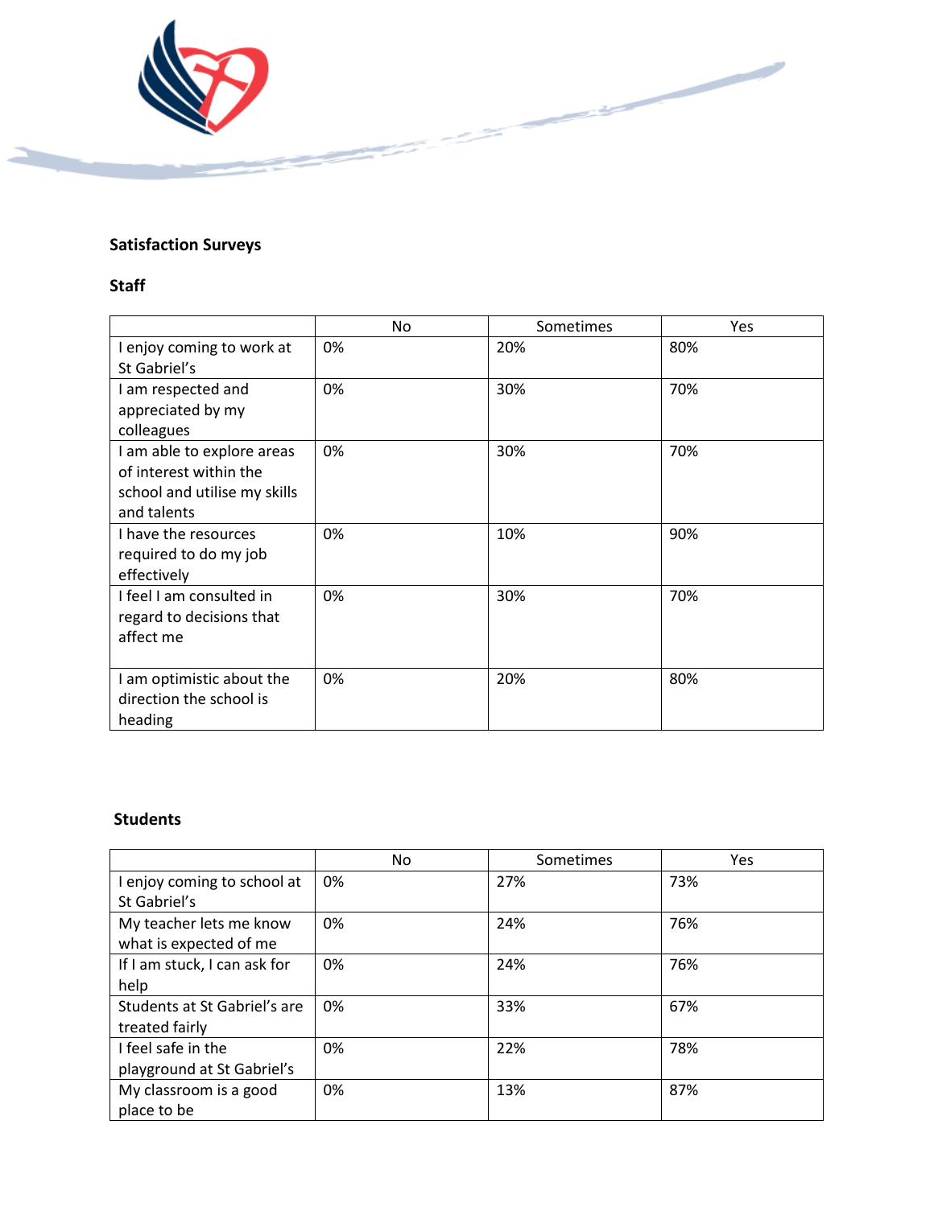## Satisfaction Surveys

### Staff

| | No | Sometimes | Yes |
|---|---|---|---|
| I enjoy coming to work at St Gabriel's | 0% | 20% | 80% |
| I am respected and appreciated by my colleagues | 0% | 30% | 70% |
| I am able to explore areas of interest within the school and utilise my skills and talents | 0% | 30% | 70% |
| I have the resources required to do my job effectively | 0% | 10% | 90% |
| I feel I am consulted in regard to decisions that affect me | 0% | 30% | 70% |
| I am optimistic about the direction the school is heading | 0% | 20% | 80% |

### Students

| | No | Sometimes | Yes |
|---|---|---|---|
| I enjoy coming to school at St Gabriel's | 0% | 27% | 73% |
| My teacher lets me know what is expected of me | 0% | 24% | 76% |
| If I am stuck, I can ask for help | 0% | 24% | 76% |
| Students at St Gabriel's are treated fairly | 0% | 33% | 67% |
| I feel safe in the playground at St Gabriel's | 0% | 22% | 78% |
| My classroom is a good place to be | 0% | 13% | 87% |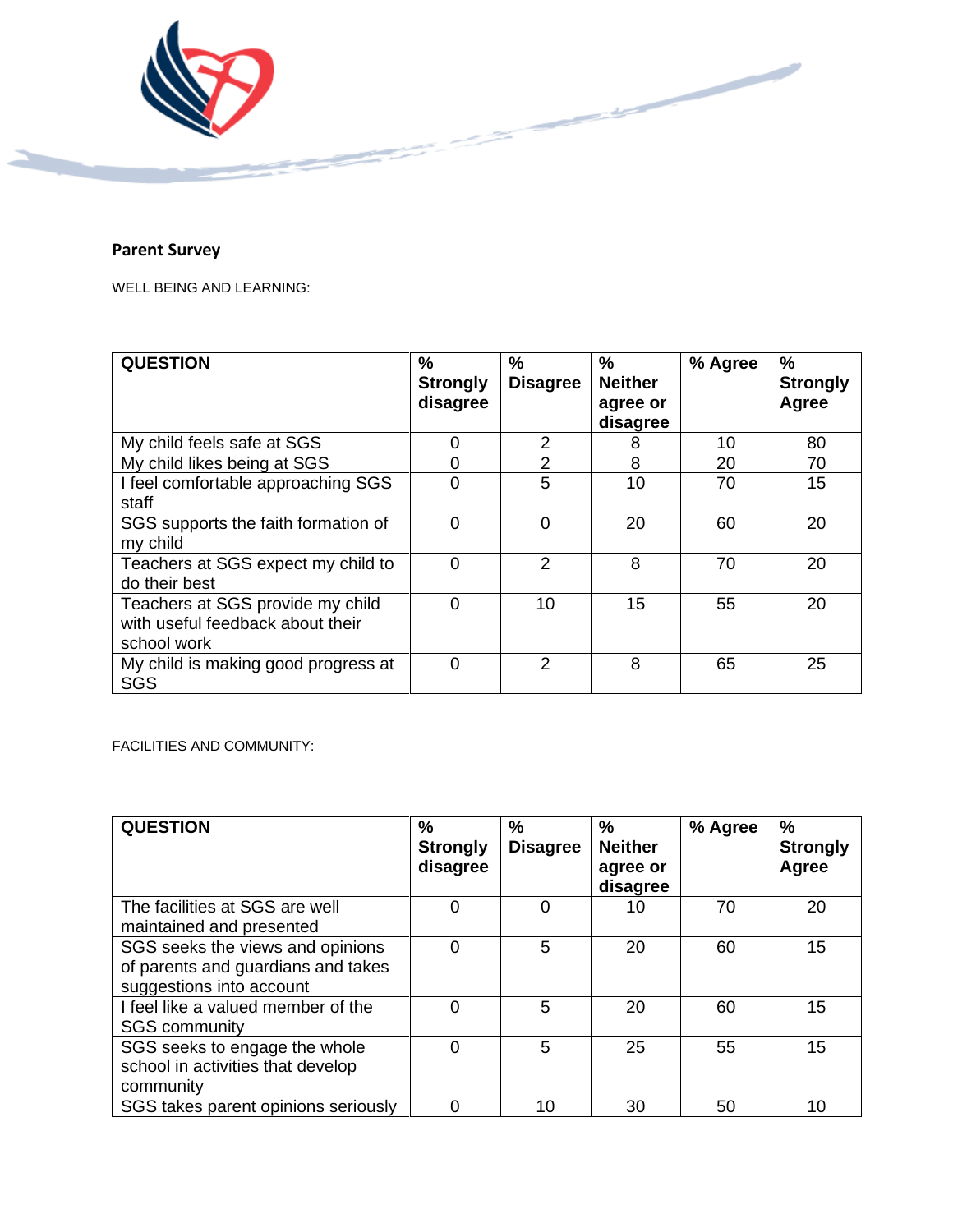**Parent Survey**

WELL BEING AND LEARNING:

| QUESTION | % Strongly disagree | % Disagree | % Neither agree or disagree | % Agree | % Strongly Agree |
|---|---|---|---|---|---|
| My child feels safe at SGS | 0 | 2 | 8 | 10 | 80 |
| My child likes being at SGS | 0 | 2 | 8 | 20 | 70 |
| I feel comfortable approaching SGS staff | 0 | 5 | 10 | 70 | 15 |
| SGS supports the faith formation of my child | 0 | 0 | 20 | 60 | 20 |
| Teachers at SGS expect my child to do their best | 0 | 2 | 8 | 70 | 20 |
| Teachers at SGS provide my child with useful feedback about their school work | 0 | 10 | 15 | 55 | 20 |
| My child is making good progress at SGS | 0 | 2 | 8 | 65 | 25 |

FACILITIES AND COMMUNITY:

| QUESTION | % Strongly disagree | % Disagree | % Neither agree or disagree | % Agree | % Strongly Agree |
|---|---|---|---|---|---|
| The facilities at SGS are well maintained and presented | 0 | 0 | 10 | 70 | 20 |
| SGS seeks the views and opinions of parents and guardians and takes suggestions into account | 0 | 5 | 20 | 60 | 15 |
| I feel like a valued member of the SGS community | 0 | 5 | 20 | 60 | 15 |
| SGS seeks to engage the whole school in activities that develop community | 0 | 5 | 25 | 55 | 15 |
| SGS takes parent opinions seriously | 0 | 10 | 30 | 50 | 10 |